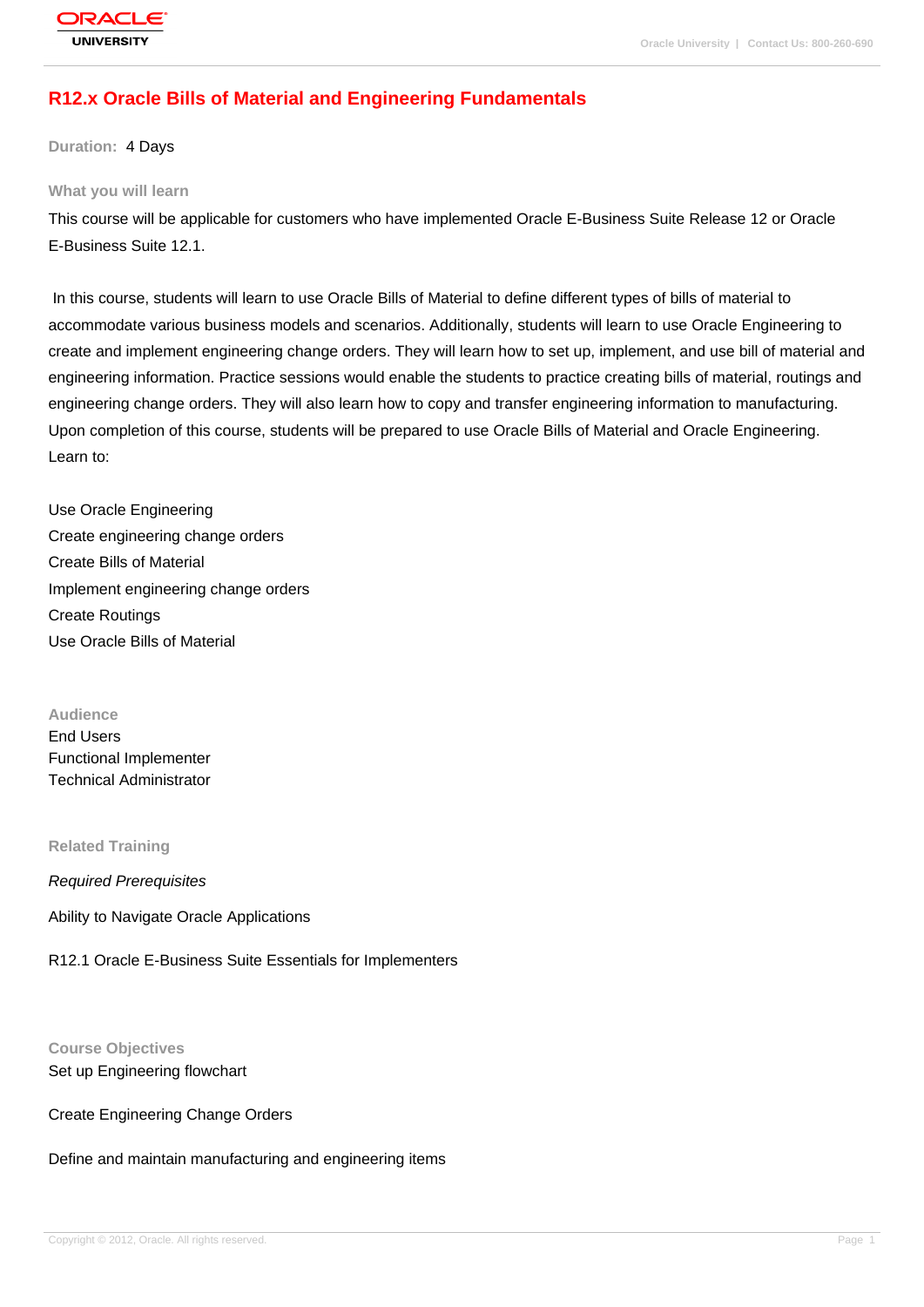# R12.x Oracle Bills of Material and Engineering Fundamentals

**Duration:** 4 Days

## What you will learn

This course will be applicable for customers who have implemented Oracle E-Business Suite Release 12 or Oracle E-Business Suite 12.1.

In this course, students will learn to use Oracle Bills of Material to define different types of bills of material to accommodate various business models and scenarios. Additionally, students will learn to use Oracle Engineering to create and implement engineering change orders. They will learn how to set up, implement, and use bill of material and engineering information. Practice sessions would enable the students to practice creating bills of material, routings and engineering change orders. They will also learn how to copy and transfer engineering information to manufacturing. Upon completion of this course, students will be prepared to use Oracle Bills of Material and Oracle Engineering.
Learn to:

Use Oracle Engineering
Create engineering change orders
Create Bills of Material
Implement engineering change orders
Create Routings
Use Oracle Bills of Material

## Audience

End Users
Functional Implementer
Technical Administrator

## Related Training

*Required Prerequisites*

Ability to Navigate Oracle Applications

R12.1 Oracle E-Business Suite Essentials for Implementers

## Course Objectives

Set up Engineering flowchart

Create Engineering Change Orders

Define and maintain manufacturing and engineering items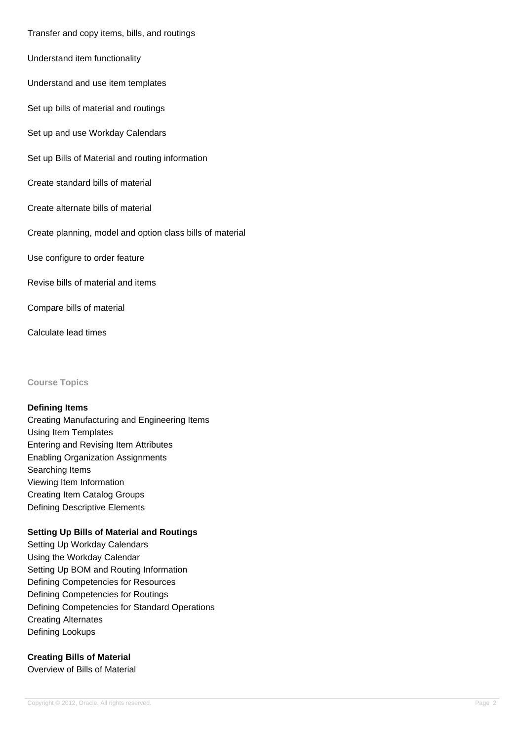Transfer and copy items, bills, and routings

Understand item functionality

Understand and use item templates

Set up bills of material and routings

Set up and use Workday Calendars

Set up Bills of Material and routing information

Create standard bills of material

Create alternate bills of material

Create planning, model and option class bills of material

Use configure to order feature

Revise bills of material and items

Compare bills of material

Calculate lead times

## Course Topics

**Defining Items**
Creating Manufacturing and Engineering Items
Using Item Templates
Entering and Revising Item Attributes
Enabling Organization Assignments
Searching Items
Viewing Item Information
Creating Item Catalog Groups
Defining Descriptive Elements

**Setting Up Bills of Material and Routings**
Setting Up Workday Calendars
Using the Workday Calendar
Setting Up BOM and Routing Information
Defining Competencies for Resources
Defining Competencies for Routings
Defining Competencies for Standard Operations
Creating Alternates
Defining Lookups

**Creating Bills of Material**
Overview of Bills of Material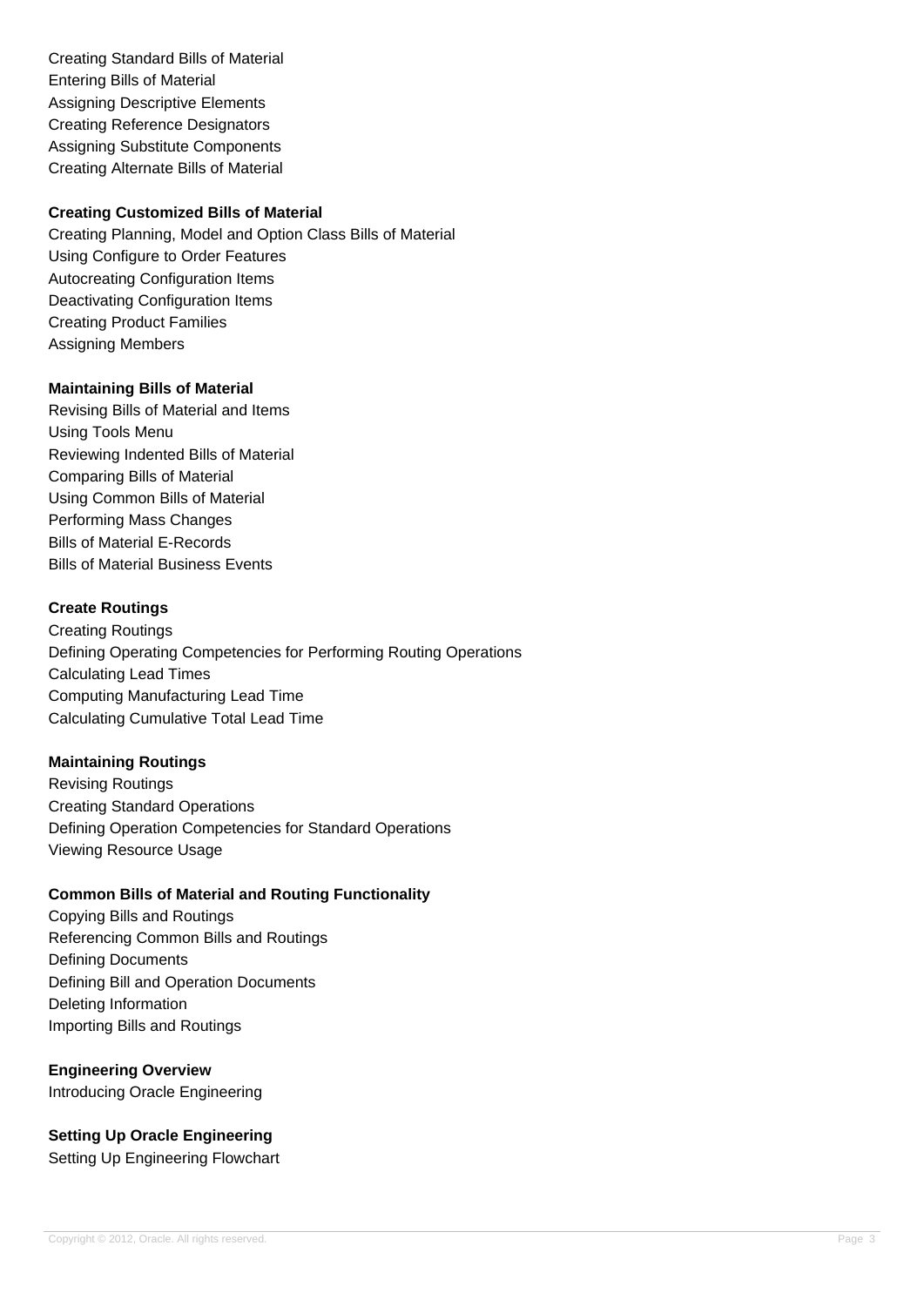Creating Standard Bills of Material
Entering Bills of Material
Assigning Descriptive Elements
Creating Reference Designators
Assigning Substitute Components
Creating Alternate Bills of Material

**Creating Customized Bills of Material**
Creating Planning, Model and Option Class Bills of Material
Using Configure to Order Features
Autocreating Configuration Items
Deactivating Configuration Items
Creating Product Families
Assigning Members

**Maintaining Bills of Material**
Revising Bills of Material and Items
Using Tools Menu
Reviewing Indented Bills of Material
Comparing Bills of Material
Using Common Bills of Material
Performing Mass Changes
Bills of Material E-Records
Bills of Material Business Events

**Create Routings**
Creating Routings
Defining Operating Competencies for Performing Routing Operations
Calculating Lead Times
Computing Manufacturing Lead Time
Calculating Cumulative Total Lead Time

**Maintaining Routings**
Revising Routings
Creating Standard Operations
Defining Operation Competencies for Standard Operations
Viewing Resource Usage

**Common Bills of Material and Routing Functionality**
Copying Bills and Routings
Referencing Common Bills and Routings
Defining Documents
Defining Bill and Operation Documents
Deleting Information
Importing Bills and Routings

**Engineering Overview**
Introducing Oracle Engineering

**Setting Up Oracle Engineering**
Setting Up Engineering Flowchart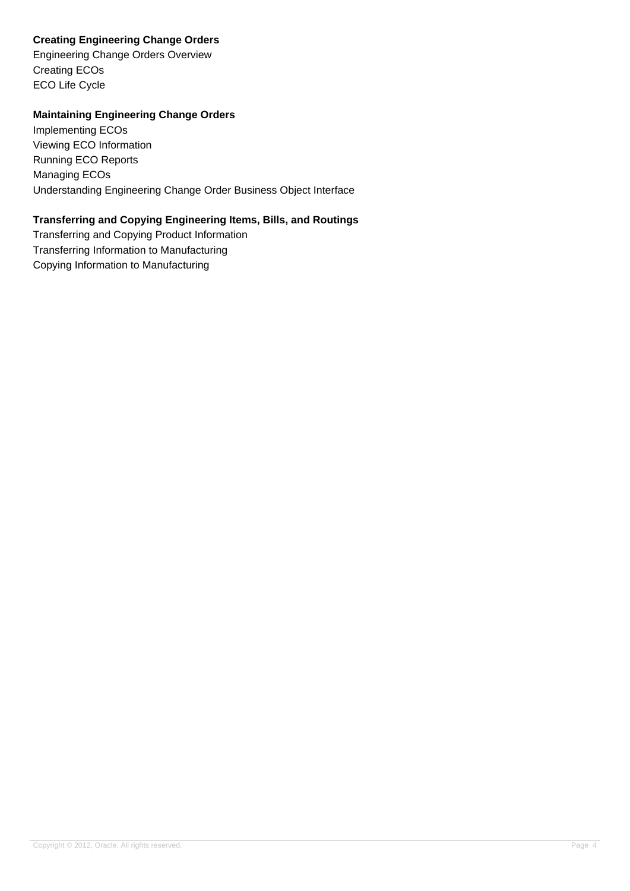**Creating Engineering Change Orders**

Engineering Change Orders Overview
Creating ECOs
ECO Life Cycle

**Maintaining Engineering Change Orders**

Implementing ECOs
Viewing ECO Information
Running ECO Reports
Managing ECOs
Understanding Engineering Change Order Business Object Interface

**Transferring and Copying Engineering Items, Bills, and Routings**

Transferring and Copying Product Information
Transferring Information to Manufacturing
Copying Information to Manufacturing